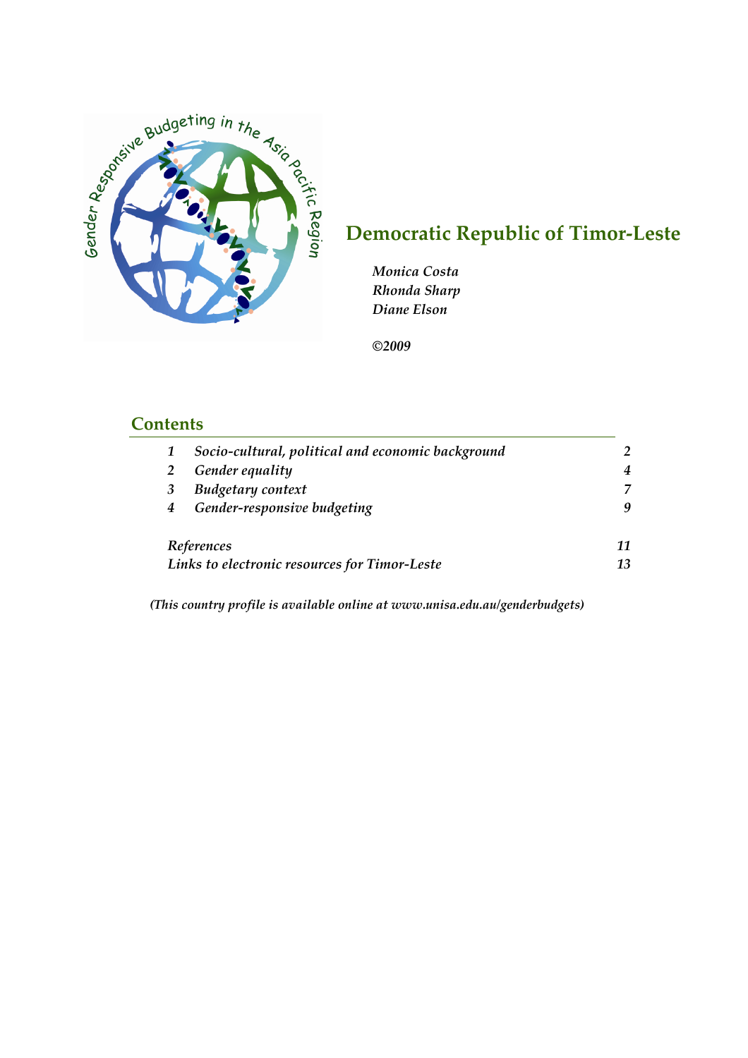# Democratic Republic of Timor-Leste

*Monica Costa*
*Rhonda Sharp*
*Diane Elson*

*©2009*

## Contents

| | | |
|---|---|---|
| *1* | *Socio-cultural, political and economic background* | *2* |
| *2* | *Gender equality* | *4* |
| *3* | *Budgetary context* | *7* |
| *4* | *Gender-responsive budgeting* | *9* |
| | *References* | *11* |
| | *Links to electronic resources for Timor-Leste* | *13* |

*(This country profile is available online at www.unisa.edu.au/genderbudgets)*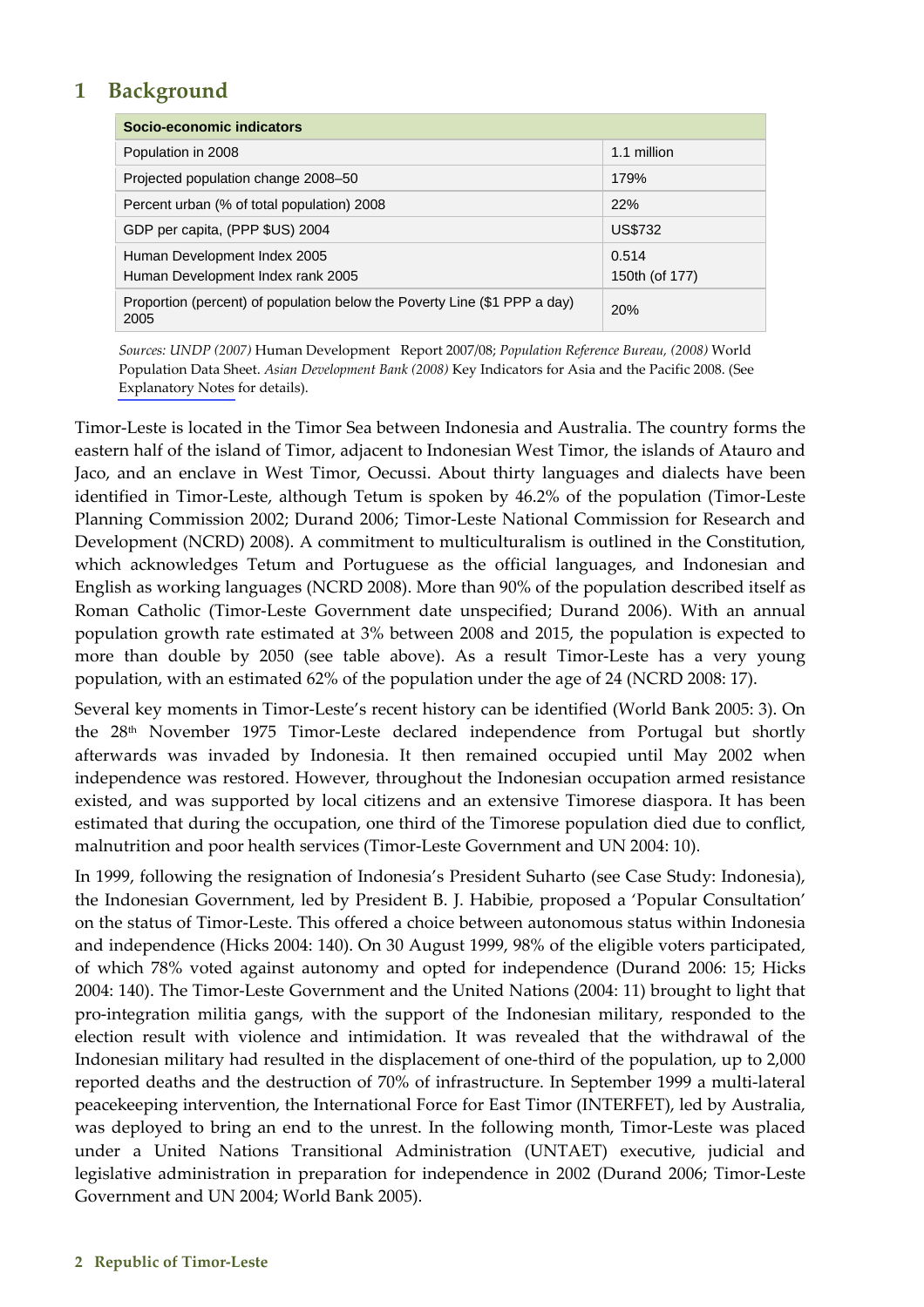# 1 Background

| Socio-economic indicators | |
|---|---|
| Population in 2008 | 1.1 million |
| Projected population change 2008–50 | 179% |
| Percent urban (% of total population) 2008 | 22% |
| GDP per capita, (PPP $US) 2004 | US$732 |
| Human Development Index 2005<br>Human Development Index rank 2005 | 0.514<br>150th (of 177) |
| Proportion (percent) of population below the Poverty Line ($1 PPP a day) 2005 | 20% |

*Sources: UNDP (2007)* Human Development Report 2007/08; *Population Reference Bureau, (2008)* World Population Data Sheet. *Asian Development Bank (2008)* Key Indicators for Asia and the Pacific 2008. (See Explanatory Notes for details).

Timor-Leste is located in the Timor Sea between Indonesia and Australia. The country forms the eastern half of the island of Timor, adjacent to Indonesian West Timor, the islands of Atauro and Jaco, and an enclave in West Timor, Oecussi. About thirty languages and dialects have been identified in Timor-Leste, although Tetum is spoken by 46.2% of the population (Timor-Leste Planning Commission 2002; Durand 2006; Timor-Leste National Commission for Research and Development (NCRD) 2008). A commitment to multiculturalism is outlined in the Constitution, which acknowledges Tetum and Portuguese as the official languages, and Indonesian and English as working languages (NCRD 2008). More than 90% of the population described itself as Roman Catholic (Timor-Leste Government date unspecified; Durand 2006). With an annual population growth rate estimated at 3% between 2008 and 2015, the population is expected to more than double by 2050 (see table above). As a result Timor-Leste has a very young population, with an estimated 62% of the population under the age of 24 (NCRD 2008: 17).

Several key moments in Timor-Leste's recent history can be identified (World Bank 2005: 3). On the 28th November 1975 Timor-Leste declared independence from Portugal but shortly afterwards was invaded by Indonesia. It then remained occupied until May 2002 when independence was restored. However, throughout the Indonesian occupation armed resistance existed, and was supported by local citizens and an extensive Timorese diaspora. It has been estimated that during the occupation, one third of the Timorese population died due to conflict, malnutrition and poor health services (Timor-Leste Government and UN 2004: 10).

In 1999, following the resignation of Indonesia's President Suharto (see Case Study: Indonesia), the Indonesian Government, led by President B. J. Habibie, proposed a 'Popular Consultation' on the status of Timor-Leste. This offered a choice between autonomous status within Indonesia and independence (Hicks 2004: 140). On 30 August 1999, 98% of the eligible voters participated, of which 78% voted against autonomy and opted for independence (Durand 2006: 15; Hicks 2004: 140). The Timor-Leste Government and the United Nations (2004: 11) brought to light that pro-integration militia gangs, with the support of the Indonesian military, responded to the election result with violence and intimidation. It was revealed that the withdrawal of the Indonesian military had resulted in the displacement of one-third of the population, up to 2,000 reported deaths and the destruction of 70% of infrastructure. In September 1999 a multi-lateral peacekeeping intervention, the International Force for East Timor (INTERFET), led by Australia, was deployed to bring an end to the unrest. In the following month, Timor-Leste was placed under a United Nations Transitional Administration (UNTAET) executive, judicial and legislative administration in preparation for independence in 2002 (Durand 2006; Timor-Leste Government and UN 2004; World Bank 2005).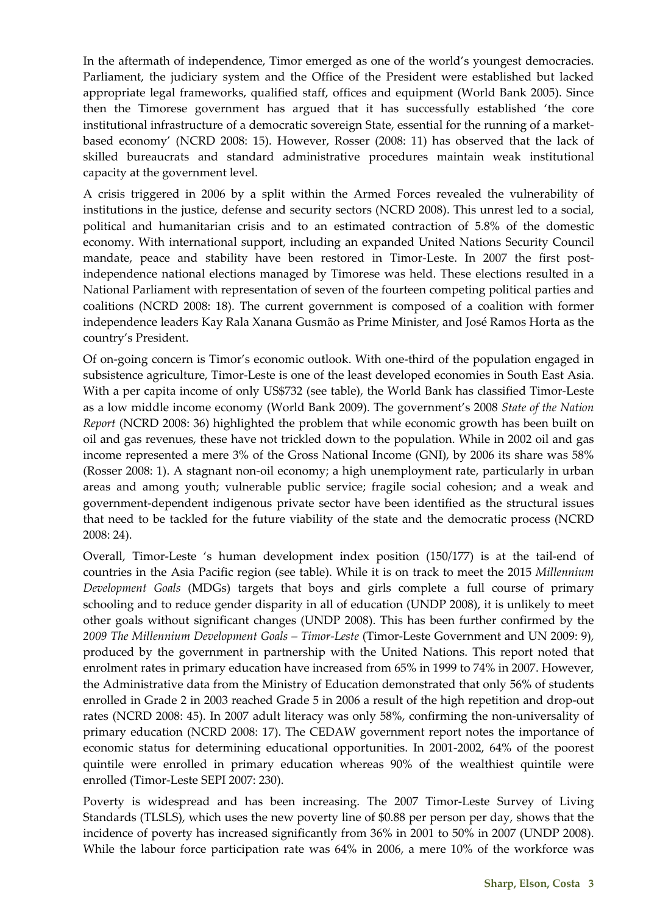In the aftermath of independence, Timor emerged as one of the world's youngest democracies. Parliament, the judiciary system and the Office of the President were established but lacked appropriate legal frameworks, qualified staff, offices and equipment (World Bank 2005). Since then the Timorese government has argued that it has successfully established 'the core institutional infrastructure of a democratic sovereign State, essential for the running of a market-based economy' (NCRD 2008: 15). However, Rosser (2008: 11) has observed that the lack of skilled bureaucrats and standard administrative procedures maintain weak institutional capacity at the government level.

A crisis triggered in 2006 by a split within the Armed Forces revealed the vulnerability of institutions in the justice, defense and security sectors (NCRD 2008). This unrest led to a social, political and humanitarian crisis and to an estimated contraction of 5.8% of the domestic economy. With international support, including an expanded United Nations Security Council mandate, peace and stability have been restored in Timor-Leste. In 2007 the first post-independence national elections managed by Timorese was held. These elections resulted in a National Parliament with representation of seven of the fourteen competing political parties and coalitions (NCRD 2008: 18). The current government is composed of a coalition with former independence leaders Kay Rala Xanana Gusmão as Prime Minister, and José Ramos Horta as the country's President.

Of on-going concern is Timor's economic outlook. With one-third of the population engaged in subsistence agriculture, Timor-Leste is one of the least developed economies in South East Asia. With a per capita income of only US$732 (see table), the World Bank has classified Timor-Leste as a low middle income economy (World Bank 2009). The government's 2008 *State of the Nation Report* (NCRD 2008: 36) highlighted the problem that while economic growth has been built on oil and gas revenues, these have not trickled down to the population. While in 2002 oil and gas income represented a mere 3% of the Gross National Income (GNI), by 2006 its share was 58% (Rosser 2008: 1). A stagnant non-oil economy; a high unemployment rate, particularly in urban areas and among youth; vulnerable public service; fragile social cohesion; and a weak and government-dependent indigenous private sector have been identified as the structural issues that need to be tackled for the future viability of the state and the democratic process (NCRD 2008: 24).

Overall, Timor-Leste 's human development index position (150/177) is at the tail-end of countries in the Asia Pacific region (see table). While it is on track to meet the 2015 *Millennium Development Goals* (MDGs) targets that boys and girls complete a full course of primary schooling and to reduce gender disparity in all of education (UNDP 2008), it is unlikely to meet other goals without significant changes (UNDP 2008). This has been further confirmed by the *2009 The Millennium Development Goals – Timor-Leste* (Timor-Leste Government and UN 2009: 9), produced by the government in partnership with the United Nations. This report noted that enrolment rates in primary education have increased from 65% in 1999 to 74% in 2007. However, the Administrative data from the Ministry of Education demonstrated that only 56% of students enrolled in Grade 2 in 2003 reached Grade 5 in 2006 a result of the high repetition and drop-out rates (NCRD 2008: 45). In 2007 adult literacy was only 58%, confirming the non-universality of primary education (NCRD 2008: 17). The CEDAW government report notes the importance of economic status for determining educational opportunities. In 2001-2002, 64% of the poorest quintile were enrolled in primary education whereas 90% of the wealthiest quintile were enrolled (Timor-Leste SEPI 2007: 230).

Poverty is widespread and has been increasing. The 2007 Timor-Leste Survey of Living Standards (TLSLS), which uses the new poverty line of $0.88 per person per day, shows that the incidence of poverty has increased significantly from 36% in 2001 to 50% in 2007 (UNDP 2008). While the labour force participation rate was 64% in 2006, a mere 10% of the workforce was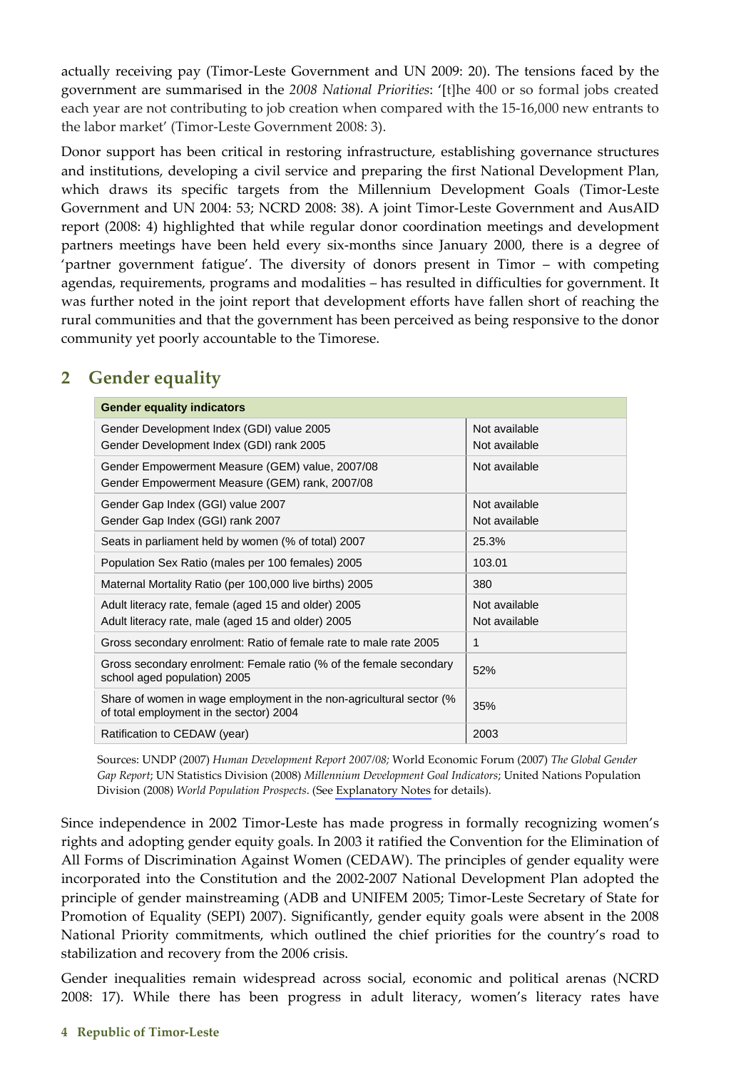actually receiving pay (Timor-Leste Government and UN 2009: 20). The tensions faced by the government are summarised in the *2008 National Priorities*: '[t]he 400 or so formal jobs created each year are not contributing to job creation when compared with the 15-16,000 new entrants to the labor market' (Timor-Leste Government 2008: 3).

Donor support has been critical in restoring infrastructure, establishing governance structures and institutions, developing a civil service and preparing the first National Development Plan, which draws its specific targets from the Millennium Development Goals (Timor-Leste Government and UN 2004: 53; NCRD 2008: 38). A joint Timor-Leste Government and AusAID report (2008: 4) highlighted that while regular donor coordination meetings and development partners meetings have been held every six-months since January 2000, there is a degree of 'partner government fatigue'. The diversity of donors present in Timor – with competing agendas, requirements, programs and modalities – has resulted in difficulties for government. It was further noted in the joint report that development efforts have fallen short of reaching the rural communities and that the government has been perceived as being responsive to the donor community yet poorly accountable to the Timorese.

## 2 Gender equality

| Gender equality indicators | |
|---|---|
| Gender Development Index (GDI) value 2005<br>Gender Development Index (GDI) rank 2005 | Not available<br>Not available |
| Gender Empowerment Measure (GEM) value, 2007/08<br>Gender Empowerment Measure (GEM) rank, 2007/08 | Not available |
| Gender Gap Index (GGI) value 2007<br>Gender Gap Index (GGI) rank 2007 | Not available<br>Not available |
| Seats in parliament held by women (% of total) 2007 | 25.3% |
| Population Sex Ratio (males per 100 females) 2005 | 103.01 |
| Maternal Mortality Ratio (per 100,000 live births) 2005 | 380 |
| Adult literacy rate, female (aged 15 and older) 2005<br>Adult literacy rate, male (aged 15 and older) 2005 | Not available<br>Not available |
| Gross secondary enrolment: Ratio of female rate to male rate 2005 | 1 |
| Gross secondary enrolment: Female ratio (% of the female secondary school aged population) 2005 | 52% |
| Share of women in wage employment in the non-agricultural sector (% of total employment in the sector) 2004 | 35% |
| Ratification to CEDAW (year) | 2003 |

Sources: UNDP (2007) *Human Development Report 2007/08;* World Economic Forum (2007) *The Global Gender Gap Report*; UN Statistics Division (2008) *Millennium Development Goal Indicators*; United Nations Population Division (2008) *World Population Prospects*. (See Explanatory Notes for details).

Since independence in 2002 Timor-Leste has made progress in formally recognizing women's rights and adopting gender equity goals. In 2003 it ratified the Convention for the Elimination of All Forms of Discrimination Against Women (CEDAW). The principles of gender equality were incorporated into the Constitution and the 2002-2007 National Development Plan adopted the principle of gender mainstreaming (ADB and UNIFEM 2005; Timor-Leste Secretary of State for Promotion of Equality (SEPI) 2007). Significantly, gender equity goals were absent in the 2008 National Priority commitments, which outlined the chief priorities for the country's road to stabilization and recovery from the 2006 crisis.

Gender inequalities remain widespread across social, economic and political arenas (NCRD 2008: 17). While there has been progress in adult literacy, women's literacy rates have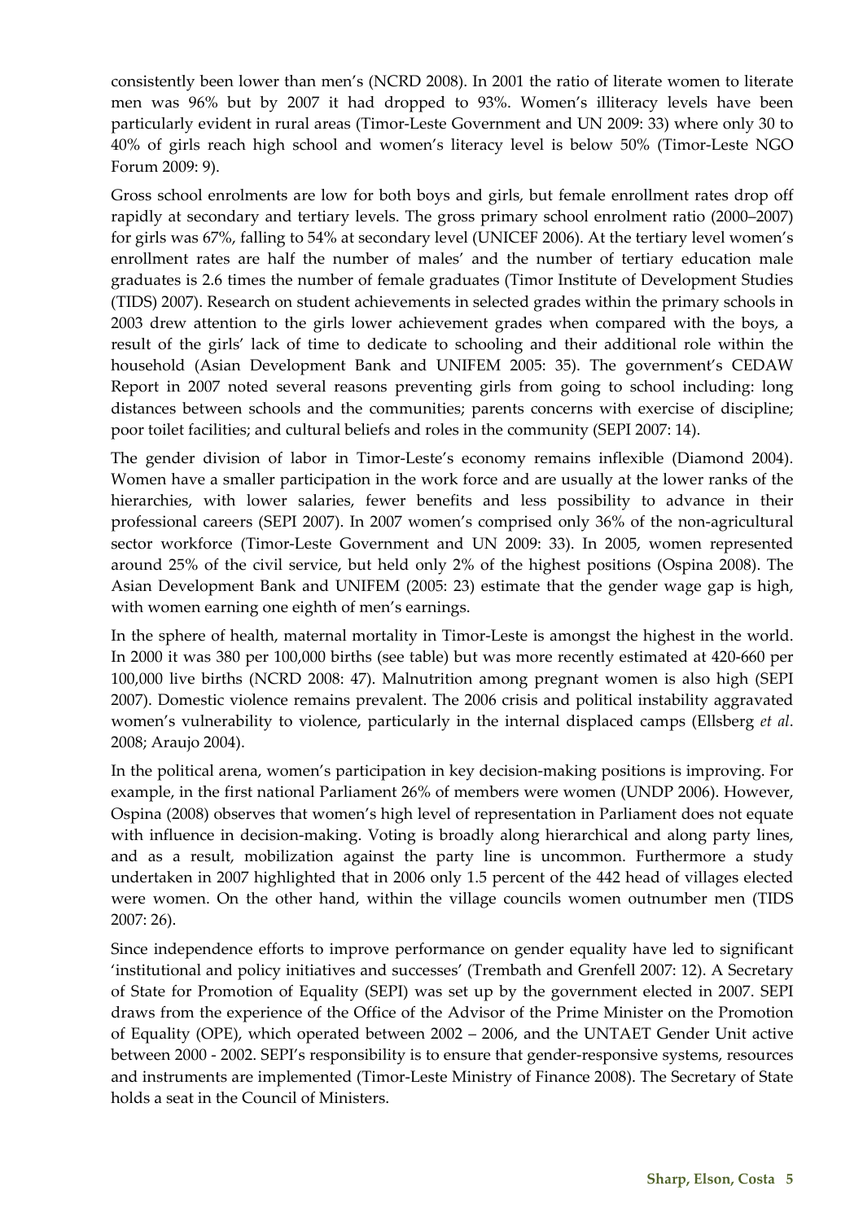consistently been lower than men's (NCRD 2008). In 2001 the ratio of literate women to literate men was 96% but by 2007 it had dropped to 93%. Women's illiteracy levels have been particularly evident in rural areas (Timor-Leste Government and UN 2009: 33) where only 30 to 40% of girls reach high school and women's literacy level is below 50% (Timor-Leste NGO Forum 2009: 9).

Gross school enrolments are low for both boys and girls, but female enrollment rates drop off rapidly at secondary and tertiary levels. The gross primary school enrolment ratio (2000–2007) for girls was 67%, falling to 54% at secondary level (UNICEF 2006). At the tertiary level women's enrollment rates are half the number of males' and the number of tertiary education male graduates is 2.6 times the number of female graduates (Timor Institute of Development Studies (TIDS) 2007). Research on student achievements in selected grades within the primary schools in 2003 drew attention to the girls lower achievement grades when compared with the boys, a result of the girls' lack of time to dedicate to schooling and their additional role within the household (Asian Development Bank and UNIFEM 2005: 35). The government's CEDAW Report in 2007 noted several reasons preventing girls from going to school including: long distances between schools and the communities; parents concerns with exercise of discipline; poor toilet facilities; and cultural beliefs and roles in the community (SEPI 2007: 14).

The gender division of labor in Timor-Leste's economy remains inflexible (Diamond 2004). Women have a smaller participation in the work force and are usually at the lower ranks of the hierarchies, with lower salaries, fewer benefits and less possibility to advance in their professional careers (SEPI 2007). In 2007 women's comprised only 36% of the non-agricultural sector workforce (Timor-Leste Government and UN 2009: 33). In 2005, women represented around 25% of the civil service, but held only 2% of the highest positions (Ospina 2008). The Asian Development Bank and UNIFEM (2005: 23) estimate that the gender wage gap is high, with women earning one eighth of men's earnings.

In the sphere of health, maternal mortality in Timor-Leste is amongst the highest in the world. In 2000 it was 380 per 100,000 births (see table) but was more recently estimated at 420-660 per 100,000 live births (NCRD 2008: 47). Malnutrition among pregnant women is also high (SEPI 2007). Domestic violence remains prevalent. The 2006 crisis and political instability aggravated women's vulnerability to violence, particularly in the internal displaced camps (Ellsberg *et al*. 2008; Araujo 2004).

In the political arena, women's participation in key decision-making positions is improving. For example, in the first national Parliament 26% of members were women (UNDP 2006). However, Ospina (2008) observes that women's high level of representation in Parliament does not equate with influence in decision-making. Voting is broadly along hierarchical and along party lines, and as a result, mobilization against the party line is uncommon. Furthermore a study undertaken in 2007 highlighted that in 2006 only 1.5 percent of the 442 head of villages elected were women. On the other hand, within the village councils women outnumber men (TIDS 2007: 26).

Since independence efforts to improve performance on gender equality have led to significant 'institutional and policy initiatives and successes' (Trembath and Grenfell 2007: 12). A Secretary of State for Promotion of Equality (SEPI) was set up by the government elected in 2007. SEPI draws from the experience of the Office of the Advisor of the Prime Minister on the Promotion of Equality (OPE), which operated between 2002 – 2006, and the UNTAET Gender Unit active between 2000 - 2002. SEPI's responsibility is to ensure that gender-responsive systems, resources and instruments are implemented (Timor-Leste Ministry of Finance 2008). The Secretary of State holds a seat in the Council of Ministers.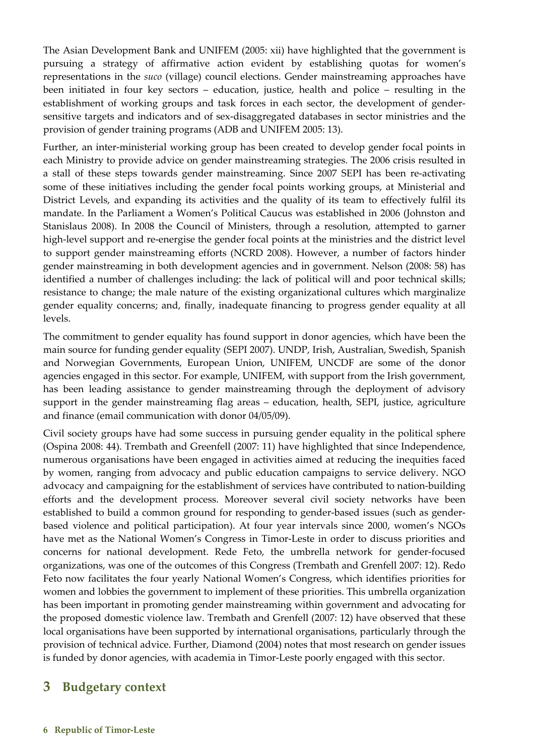The Asian Development Bank and UNIFEM (2005: xii) have highlighted that the government is pursuing a strategy of affirmative action evident by establishing quotas for women's representations in the *suco* (village) council elections. Gender mainstreaming approaches have been initiated in four key sectors – education, justice, health and police – resulting in the establishment of working groups and task forces in each sector, the development of gender-sensitive targets and indicators and of sex-disaggregated databases in sector ministries and the provision of gender training programs (ADB and UNIFEM 2005: 13).

Further, an inter-ministerial working group has been created to develop gender focal points in each Ministry to provide advice on gender mainstreaming strategies. The 2006 crisis resulted in a stall of these steps towards gender mainstreaming. Since 2007 SEPI has been re-activating some of these initiatives including the gender focal points working groups, at Ministerial and District Levels, and expanding its activities and the quality of its team to effectively fulfil its mandate. In the Parliament a Women's Political Caucus was established in 2006 (Johnston and Stanislaus 2008). In 2008 the Council of Ministers, through a resolution, attempted to garner high-level support and re-energise the gender focal points at the ministries and the district level to support gender mainstreaming efforts (NCRD 2008). However, a number of factors hinder gender mainstreaming in both development agencies and in government. Nelson (2008: 58) has identified a number of challenges including: the lack of political will and poor technical skills; resistance to change; the male nature of the existing organizational cultures which marginalize gender equality concerns; and, finally, inadequate financing to progress gender equality at all levels.

The commitment to gender equality has found support in donor agencies, which have been the main source for funding gender equality (SEPI 2007). UNDP, Irish, Australian, Swedish, Spanish and Norwegian Governments, European Union, UNIFEM, UNCDF are some of the donor agencies engaged in this sector. For example, UNIFEM, with support from the Irish government, has been leading assistance to gender mainstreaming through the deployment of advisory support in the gender mainstreaming flag areas – education, health, SEPI, justice, agriculture and finance (email communication with donor 04/05/09).

Civil society groups have had some success in pursuing gender equality in the political sphere (Ospina 2008: 44). Trembath and Greenfell (2007: 11) have highlighted that since Independence, numerous organisations have been engaged in activities aimed at reducing the inequities faced by women, ranging from advocacy and public education campaigns to service delivery. NGO advocacy and campaigning for the establishment of services have contributed to nation-building efforts and the development process. Moreover several civil society networks have been established to build a common ground for responding to gender-based issues (such as gender-based violence and political participation). At four year intervals since 2000, women's NGOs have met as the National Women's Congress in Timor-Leste in order to discuss priorities and concerns for national development. Rede Feto, the umbrella network for gender-focused organizations, was one of the outcomes of this Congress (Trembath and Grenfell 2007: 12). Redo Feto now facilitates the four yearly National Women's Congress, which identifies priorities for women and lobbies the government to implement of these priorities. This umbrella organization has been important in promoting gender mainstreaming within government and advocating for the proposed domestic violence law. Trembath and Grenfell (2007: 12) have observed that these local organisations have been supported by international organisations, particularly through the provision of technical advice. Further, Diamond (2004) notes that most research on gender issues is funded by donor agencies, with academia in Timor-Leste poorly engaged with this sector.

## 3 Budgetary context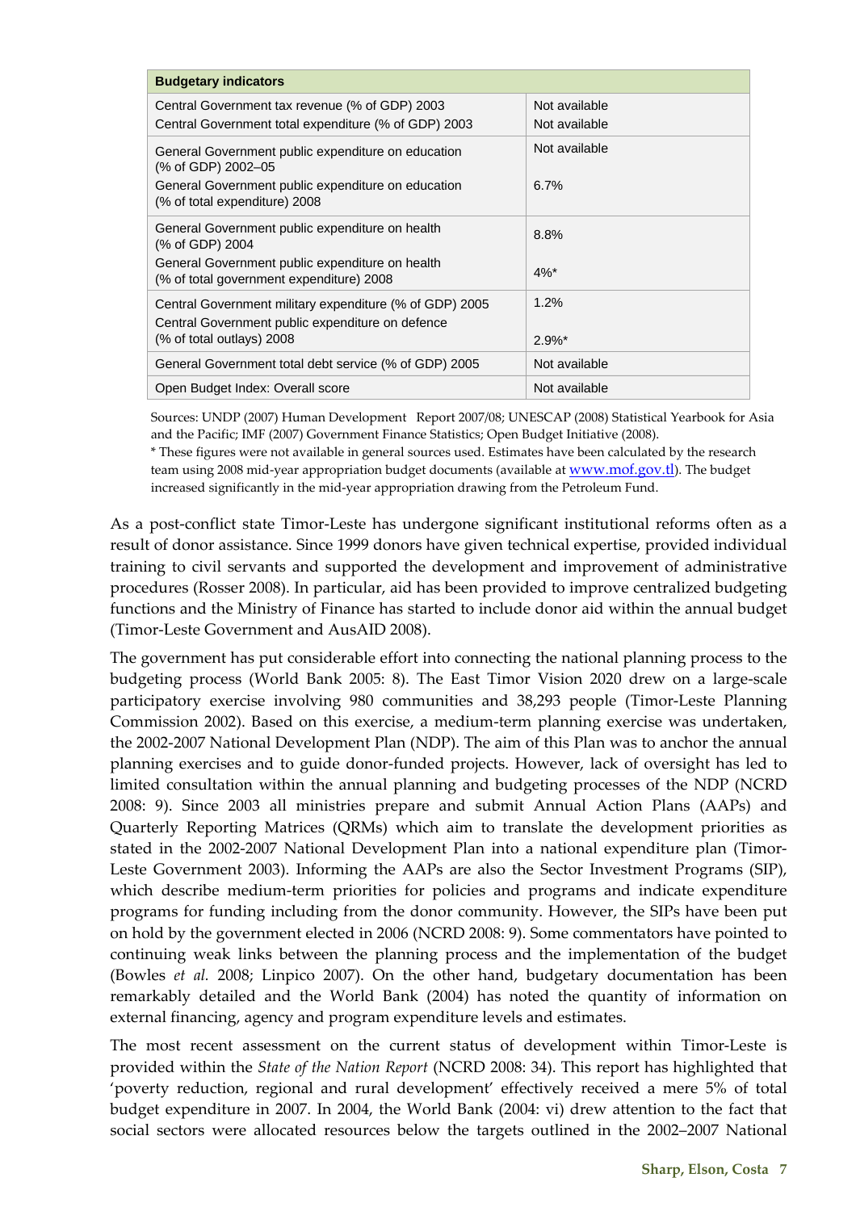| Budgetary indicators | |
|---|---|
| Central Government tax revenue (% of GDP) 2003 | Not available |
| Central Government total expenditure (% of GDP) 2003 | Not available |
| General Government public expenditure on education (% of GDP) 2002–05 | Not available |
| General Government public expenditure on education (% of total expenditure) 2008 | 6.7% |
| General Government public expenditure on health (% of GDP) 2004 | 8.8% |
| General Government public expenditure on health (% of total government expenditure) 2008 | 4%* |
| Central Government military expenditure (% of GDP) 2005 | 1.2% |
| Central Government public expenditure on defence (% of total outlays) 2008 | 2.9%* |
| General Government total debt service (% of GDP) 2005 | Not available |
| Open Budget Index: Overall score | Not available |

Sources: UNDP (2007) Human Development Report 2007/08; UNESCAP (2008) Statistical Yearbook for Asia and the Pacific; IMF (2007) Government Finance Statistics; Open Budget Initiative (2008).
* These figures were not available in general sources used. Estimates have been calculated by the research team using 2008 mid-year appropriation budget documents (available at www.mof.gov.tl). The budget increased significantly in the mid-year appropriation drawing from the Petroleum Fund.

As a post-conflict state Timor-Leste has undergone significant institutional reforms often as a result of donor assistance. Since 1999 donors have given technical expertise, provided individual training to civil servants and supported the development and improvement of administrative procedures (Rosser 2008). In particular, aid has been provided to improve centralized budgeting functions and the Ministry of Finance has started to include donor aid within the annual budget (Timor-Leste Government and AusAID 2008).

The government has put considerable effort into connecting the national planning process to the budgeting process (World Bank 2005: 8). The East Timor Vision 2020 drew on a large-scale participatory exercise involving 980 communities and 38,293 people (Timor-Leste Planning Commission 2002). Based on this exercise, a medium-term planning exercise was undertaken, the 2002-2007 National Development Plan (NDP). The aim of this Plan was to anchor the annual planning exercises and to guide donor-funded projects. However, lack of oversight has led to limited consultation within the annual planning and budgeting processes of the NDP (NCRD 2008: 9). Since 2003 all ministries prepare and submit Annual Action Plans (AAPs) and Quarterly Reporting Matrices (QRMs) which aim to translate the development priorities as stated in the 2002-2007 National Development Plan into a national expenditure plan (Timor-Leste Government 2003). Informing the AAPs are also the Sector Investment Programs (SIP), which describe medium-term priorities for policies and programs and indicate expenditure programs for funding including from the donor community. However, the SIPs have been put on hold by the government elected in 2006 (NCRD 2008: 9). Some commentators have pointed to continuing weak links between the planning process and the implementation of the budget (Bowles *et al.* 2008; Linpico 2007). On the other hand, budgetary documentation has been remarkably detailed and the World Bank (2004) has noted the quantity of information on external financing, agency and program expenditure levels and estimates.

The most recent assessment on the current status of development within Timor-Leste is provided within the *State of the Nation Report* (NCRD 2008: 34). This report has highlighted that 'poverty reduction, regional and rural development' effectively received a mere 5% of total budget expenditure in 2007. In 2004, the World Bank (2004: vi) drew attention to the fact that social sectors were allocated resources below the targets outlined in the 2002–2007 National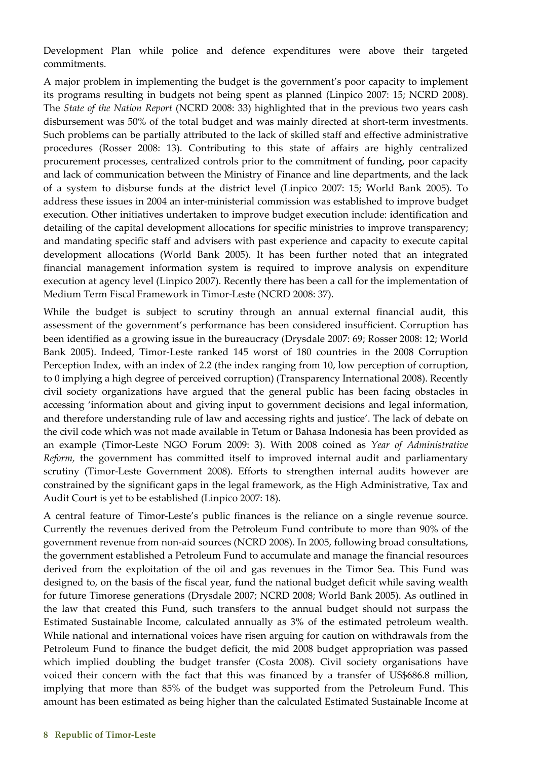Development Plan while police and defence expenditures were above their targeted commitments.

A major problem in implementing the budget is the government's poor capacity to implement its programs resulting in budgets not being spent as planned (Linpico 2007: 15; NCRD 2008). The *State of the Nation Report* (NCRD 2008: 33) highlighted that in the previous two years cash disbursement was 50% of the total budget and was mainly directed at short-term investments. Such problems can be partially attributed to the lack of skilled staff and effective administrative procedures (Rosser 2008: 13). Contributing to this state of affairs are highly centralized procurement processes, centralized controls prior to the commitment of funding, poor capacity and lack of communication between the Ministry of Finance and line departments, and the lack of a system to disburse funds at the district level (Linpico 2007: 15; World Bank 2005). To address these issues in 2004 an inter-ministerial commission was established to improve budget execution. Other initiatives undertaken to improve budget execution include: identification and detailing of the capital development allocations for specific ministries to improve transparency; and mandating specific staff and advisers with past experience and capacity to execute capital development allocations (World Bank 2005). It has been further noted that an integrated financial management information system is required to improve analysis on expenditure execution at agency level (Linpico 2007). Recently there has been a call for the implementation of Medium Term Fiscal Framework in Timor-Leste (NCRD 2008: 37).

While the budget is subject to scrutiny through an annual external financial audit, this assessment of the government's performance has been considered insufficient. Corruption has been identified as a growing issue in the bureaucracy (Drysdale 2007: 69; Rosser 2008: 12; World Bank 2005). Indeed, Timor-Leste ranked 145 worst of 180 countries in the 2008 Corruption Perception Index, with an index of 2.2 (the index ranging from 10, low perception of corruption, to 0 implying a high degree of perceived corruption) (Transparency International 2008). Recently civil society organizations have argued that the general public has been facing obstacles in accessing 'information about and giving input to government decisions and legal information, and therefore understanding rule of law and accessing rights and justice'. The lack of debate on the civil code which was not made available in Tetum or Bahasa Indonesia has been provided as an example (Timor-Leste NGO Forum 2009: 3). With 2008 coined as *Year of Administrative Reform,* the government has committed itself to improved internal audit and parliamentary scrutiny (Timor-Leste Government 2008). Efforts to strengthen internal audits however are constrained by the significant gaps in the legal framework, as the High Administrative, Tax and Audit Court is yet to be established (Linpico 2007: 18).

A central feature of Timor-Leste's public finances is the reliance on a single revenue source. Currently the revenues derived from the Petroleum Fund contribute to more than 90% of the government revenue from non-aid sources (NCRD 2008). In 2005, following broad consultations, the government established a Petroleum Fund to accumulate and manage the financial resources derived from the exploitation of the oil and gas revenues in the Timor Sea. This Fund was designed to, on the basis of the fiscal year, fund the national budget deficit while saving wealth for future Timorese generations (Drysdale 2007; NCRD 2008; World Bank 2005). As outlined in the law that created this Fund, such transfers to the annual budget should not surpass the Estimated Sustainable Income, calculated annually as 3% of the estimated petroleum wealth. While national and international voices have risen arguing for caution on withdrawals from the Petroleum Fund to finance the budget deficit, the mid 2008 budget appropriation was passed which implied doubling the budget transfer (Costa 2008). Civil society organisations have voiced their concern with the fact that this was financed by a transfer of US$686.8 million, implying that more than 85% of the budget was supported from the Petroleum Fund. This amount has been estimated as being higher than the calculated Estimated Sustainable Income at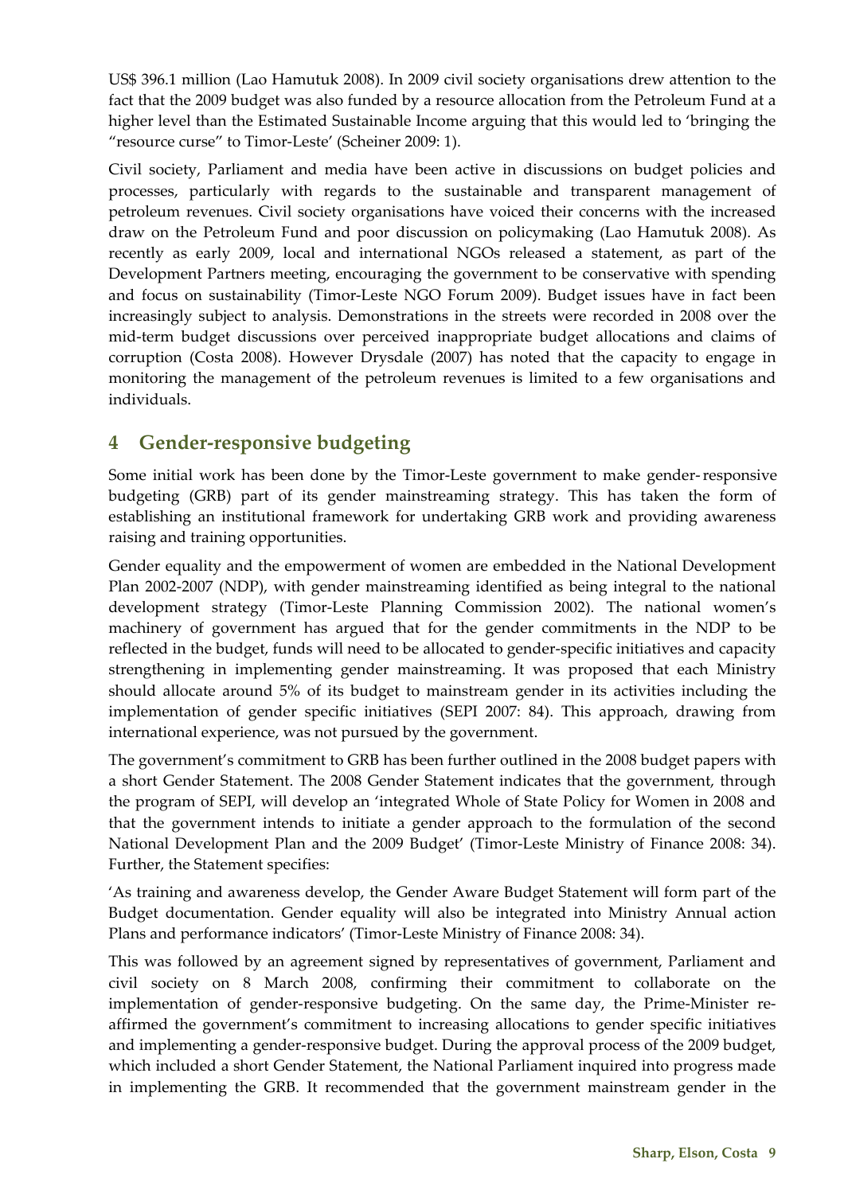US$ 396.1 million (Lao Hamutuk 2008). In 2009 civil society organisations drew attention to the fact that the 2009 budget was also funded by a resource allocation from the Petroleum Fund at a higher level than the Estimated Sustainable Income arguing that this would led to 'bringing the "resource curse" to Timor-Leste' (Scheiner 2009: 1).

Civil society, Parliament and media have been active in discussions on budget policies and processes, particularly with regards to the sustainable and transparent management of petroleum revenues. Civil society organisations have voiced their concerns with the increased draw on the Petroleum Fund and poor discussion on policymaking (Lao Hamutuk 2008). As recently as early 2009, local and international NGOs released a statement, as part of the Development Partners meeting, encouraging the government to be conservative with spending and focus on sustainability (Timor-Leste NGO Forum 2009). Budget issues have in fact been increasingly subject to analysis. Demonstrations in the streets were recorded in 2008 over the mid-term budget discussions over perceived inappropriate budget allocations and claims of corruption (Costa 2008). However Drysdale (2007) has noted that the capacity to engage in monitoring the management of the petroleum revenues is limited to a few organisations and individuals.

## 4 Gender-responsive budgeting

Some initial work has been done by the Timor-Leste government to make gender-responsive budgeting (GRB) part of its gender mainstreaming strategy. This has taken the form of establishing an institutional framework for undertaking GRB work and providing awareness raising and training opportunities.

Gender equality and the empowerment of women are embedded in the National Development Plan 2002-2007 (NDP), with gender mainstreaming identified as being integral to the national development strategy (Timor-Leste Planning Commission 2002). The national women's machinery of government has argued that for the gender commitments in the NDP to be reflected in the budget, funds will need to be allocated to gender-specific initiatives and capacity strengthening in implementing gender mainstreaming. It was proposed that each Ministry should allocate around 5% of its budget to mainstream gender in its activities including the implementation of gender specific initiatives (SEPI 2007: 84). This approach, drawing from international experience, was not pursued by the government.

The government's commitment to GRB has been further outlined in the 2008 budget papers with a short Gender Statement. The 2008 Gender Statement indicates that the government, through the program of SEPI, will develop an 'integrated Whole of State Policy for Women in 2008 and that the government intends to initiate a gender approach to the formulation of the second National Development Plan and the 2009 Budget' (Timor-Leste Ministry of Finance 2008: 34). Further, the Statement specifies:

'As training and awareness develop, the Gender Aware Budget Statement will form part of the Budget documentation. Gender equality will also be integrated into Ministry Annual action Plans and performance indicators' (Timor-Leste Ministry of Finance 2008: 34).

This was followed by an agreement signed by representatives of government, Parliament and civil society on 8 March 2008, confirming their commitment to collaborate on the implementation of gender-responsive budgeting. On the same day, the Prime-Minister re-affirmed the government's commitment to increasing allocations to gender specific initiatives and implementing a gender-responsive budget. During the approval process of the 2009 budget, which included a short Gender Statement, the National Parliament inquired into progress made in implementing the GRB. It recommended that the government mainstream gender in the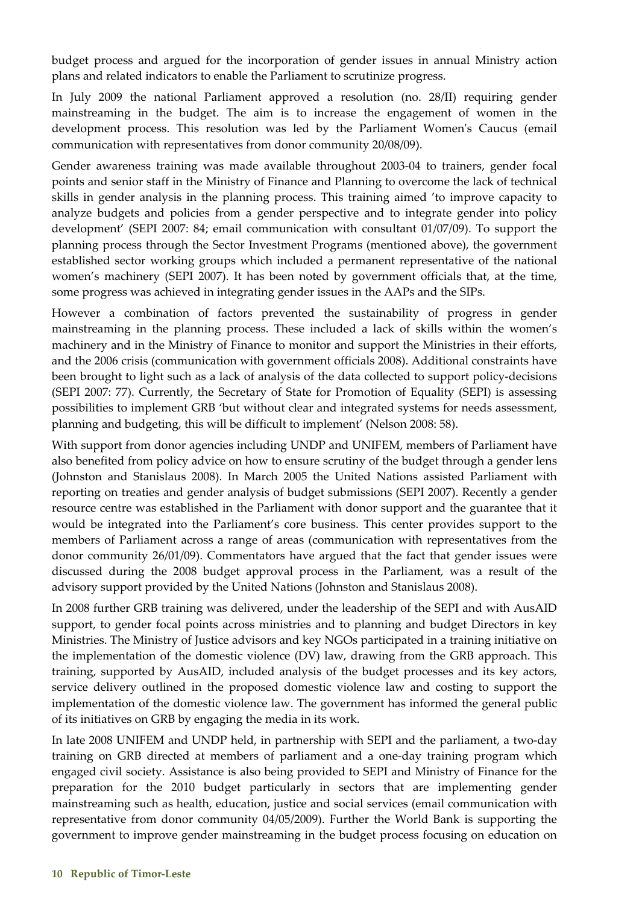budget process and argued for the incorporation of gender issues in annual Ministry action plans and related indicators to enable the Parliament to scrutinize progress.

In July 2009 the national Parliament approved a resolution (no. 28/II) requiring gender mainstreaming in the budget. The aim is to increase the engagement of women in the development process. This resolution was led by the Parliament Women's Caucus (email communication with representatives from donor community 20/08/09).

Gender awareness training was made available throughout 2003-04 to trainers, gender focal points and senior staff in the Ministry of Finance and Planning to overcome the lack of technical skills in gender analysis in the planning process. This training aimed 'to improve capacity to analyze budgets and policies from a gender perspective and to integrate gender into policy development' (SEPI 2007: 84; email communication with consultant 01/07/09). To support the planning process through the Sector Investment Programs (mentioned above), the government established sector working groups which included a permanent representative of the national women's machinery (SEPI 2007). It has been noted by government officials that, at the time, some progress was achieved in integrating gender issues in the AAPs and the SIPs.

However a combination of factors prevented the sustainability of progress in gender mainstreaming in the planning process. These included a lack of skills within the women's machinery and in the Ministry of Finance to monitor and support the Ministries in their efforts, and the 2006 crisis (communication with government officials 2008). Additional constraints have been brought to light such as a lack of analysis of the data collected to support policy-decisions (SEPI 2007: 77). Currently, the Secretary of State for Promotion of Equality (SEPI) is assessing possibilities to implement GRB 'but without clear and integrated systems for needs assessment, planning and budgeting, this will be difficult to implement' (Nelson 2008: 58).

With support from donor agencies including UNDP and UNIFEM, members of Parliament have also benefited from policy advice on how to ensure scrutiny of the budget through a gender lens (Johnston and Stanislaus 2008). In March 2005 the United Nations assisted Parliament with reporting on treaties and gender analysis of budget submissions (SEPI 2007). Recently a gender resource centre was established in the Parliament with donor support and the guarantee that it would be integrated into the Parliament's core business. This center provides support to the members of Parliament across a range of areas (communication with representatives from the donor community 26/01/09). Commentators have argued that the fact that gender issues were discussed during the 2008 budget approval process in the Parliament, was a result of the advisory support provided by the United Nations (Johnston and Stanislaus 2008).

In 2008 further GRB training was delivered, under the leadership of the SEPI and with AusAID support, to gender focal points across ministries and to planning and budget Directors in key Ministries. The Ministry of Justice advisors and key NGOs participated in a training initiative on the implementation of the domestic violence (DV) law, drawing from the GRB approach. This training, supported by AusAID, included analysis of the budget processes and its key actors, service delivery outlined in the proposed domestic violence law and costing to support the implementation of the domestic violence law. The government has informed the general public of its initiatives on GRB by engaging the media in its work.

In late 2008 UNIFEM and UNDP held, in partnership with SEPI and the parliament, a two-day training on GRB directed at members of parliament and a one-day training program which engaged civil society. Assistance is also being provided to SEPI and Ministry of Finance for the preparation for the 2010 budget particularly in sectors that are implementing gender mainstreaming such as health, education, justice and social services (email communication with representative from donor community 04/05/2009). Further the World Bank is supporting the government to improve gender mainstreaming in the budget process focusing on education on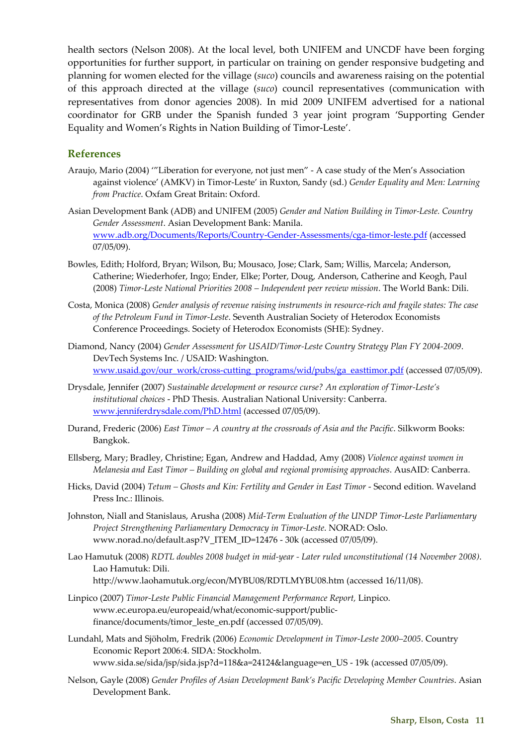health sectors (Nelson 2008). At the local level, both UNIFEM and UNCDF have been forging opportunities for further support, in particular on training on gender responsive budgeting and planning for women elected for the village (*suco*) councils and awareness raising on the potential of this approach directed at the village (*suco*) council representatives (communication with representatives from donor agencies 2008). In mid 2009 UNIFEM advertised for a national coordinator for GRB under the Spanish funded 3 year joint program 'Supporting Gender Equality and Women's Rights in Nation Building of Timor-Leste'.

## References

Araujo, Mario (2004) '"Liberation for everyone, not just men" - A case study of the Men's Association against violence' (AMKV) in Timor-Leste' in Ruxton, Sandy (sd.) *Gender Equality and Men: Learning from Practice*. Oxfam Great Britain: Oxford.

Asian Development Bank (ADB) and UNIFEM (2005) *Gender and Nation Building in Timor-Leste. Country Gender Assessment*. Asian Development Bank: Manila. www.adb.org/Documents/Reports/Country-Gender-Assessments/cga-timor-leste.pdf (accessed 07/05/09).

Bowles, Edith; Holford, Bryan; Wilson, Bu; Mousaco, Jose; Clark, Sam; Willis, Marcela; Anderson, Catherine; Wiederhofer, Ingo; Ender, Elke; Porter, Doug, Anderson, Catherine and Keogh, Paul (2008) *Timor-Leste National Priorities 2008 – Independent peer review mission*. The World Bank: Dili.

Costa, Monica (2008) *Gender analysis of revenue raising instruments in resource-rich and fragile states: The case of the Petroleum Fund in Timor-Leste*. Seventh Australian Society of Heterodox Economists Conference Proceedings. Society of Heterodox Economists (SHE): Sydney.

Diamond, Nancy (2004) *Gender Assessment for USAID/Timor-Leste Country Strategy Plan FY 2004-2009*. DevTech Systems Inc. / USAID: Washington. www.usaid.gov/our_work/cross-cutting_programs/wid/pubs/ga_easttimor.pdf (accessed 07/05/09).

Drysdale, Jennifer (2007) *Sustainable development or resource curse? An exploration of Timor-Leste's institutional choices* - PhD Thesis. Australian National University: Canberra. www.jenniferdrysdale.com/PhD.html (accessed 07/05/09).

Durand, Frederic (2006) *East Timor – A country at the crossroads of Asia and the Pacific*. Silkworm Books: Bangkok.

Ellsberg, Mary; Bradley, Christine; Egan, Andrew and Haddad, Amy (2008) *Violence against women in Melanesia and East Timor – Building on global and regional promising approaches*. AusAID: Canberra.

Hicks, David (2004) *Tetum – Ghosts and Kin: Fertility and Gender in East Timor* - Second edition. Waveland Press Inc.: Illinois.

Johnston, Niall and Stanislaus, Arusha (2008) *Mid-Term Evaluation of the UNDP Timor-Leste Parliamentary Project Strengthening Parliamentary Democracy in Timor-Leste*. NORAD: Oslo. www.norad.no/default.asp?V_ITEM_ID=12476 - 30k (accessed 07/05/09).

Lao Hamutuk (2008) *RDTL doubles 2008 budget in mid-year - Later ruled unconstitutional (14 November 2008)*. Lao Hamutuk: Dili. http://www.laohamutuk.org/econ/MYBU08/RDTLMYBU08.htm (accessed 16/11/08).

Linpico (2007) *Timor-Leste Public Financial Management Performance Report*, Linpico. www.ec.europa.eu/europeaid/what/economic-support/public-finance/documents/timor_leste_en.pdf (accessed 07/05/09).

Lundahl, Mats and Sjöholm, Fredrik (2006) *Economic Development in Timor-Leste 2000–2005*. Country Economic Report 2006:4. SIDA: Stockholm. www.sida.se/sida/jsp/sida.jsp?d=118&a=24124&language=en_US - 19k (accessed 07/05/09).

Nelson, Gayle (2008) *Gender Profiles of Asian Development Bank's Pacific Developing Member Countries*. Asian Development Bank.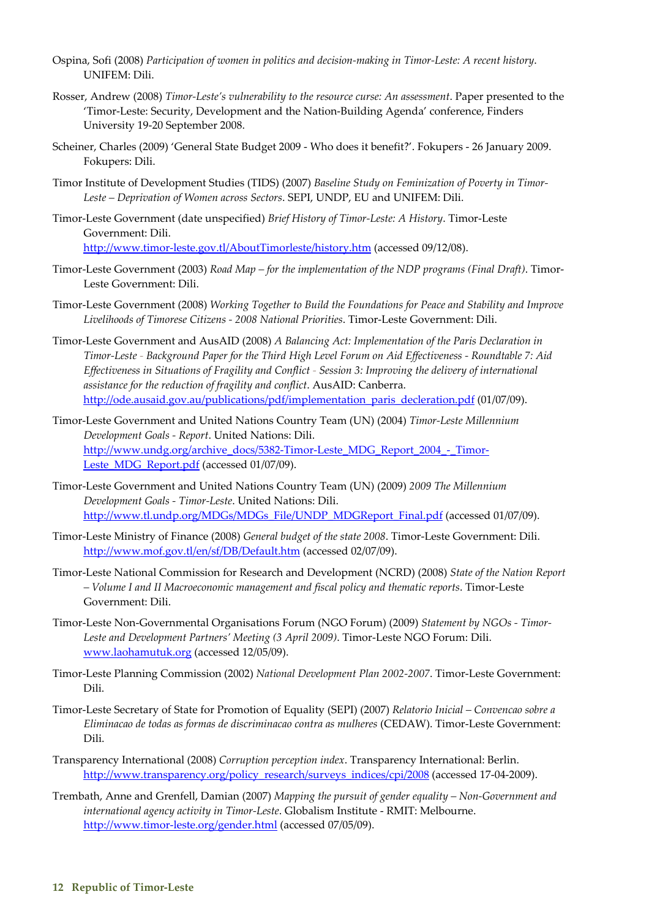Ospina, Sofi (2008) *Participation of women in politics and decision-making in Timor-Leste: A recent history*. UNIFEM: Dili.

Rosser, Andrew (2008) *Timor-Leste's vulnerability to the resource curse: An assessment*. Paper presented to the 'Timor-Leste: Security, Development and the Nation-Building Agenda' conference, Finders University 19-20 September 2008.

Scheiner, Charles (2009) 'General State Budget 2009 - Who does it benefit?'. Fokupers - 26 January 2009. Fokupers: Dili.

Timor Institute of Development Studies (TIDS) (2007) *Baseline Study on Feminization of Poverty in Timor-Leste – Deprivation of Women across Sectors*. SEPI, UNDP, EU and UNIFEM: Dili.

Timor-Leste Government (date unspecified) *Brief History of Timor-Leste: A History*. Timor-Leste Government: Dili. http://www.timor-leste.gov.tl/AboutTimorleste/history.htm (accessed 09/12/08).

Timor-Leste Government (2003) *Road Map – for the implementation of the NDP programs (Final Draft)*. Timor-Leste Government: Dili.

Timor-Leste Government (2008) *Working Together to Build the Foundations for Peace and Stability and Improve Livelihoods of Timorese Citizens - 2008 National Priorities*. Timor-Leste Government: Dili.

Timor-Leste Government and AusAID (2008) *A Balancing Act: Implementation of the Paris Declaration in Timor-Leste - Background Paper for the Third High Level Forum on Aid Effectiveness - Roundtable 7: Aid Effectiveness in Situations of Fragility and Conflict - Session 3: Improving the delivery of international assistance for the reduction of fragility and conflict*. AusAID: Canberra. http://ode.ausaid.gov.au/publications/pdf/implementation_paris_decleration.pdf (01/07/09).

Timor-Leste Government and United Nations Country Team (UN) (2004) *Timor-Leste Millennium Development Goals - Report*. United Nations: Dili. http://www.undg.org/archive_docs/5382-Timor-Leste_MDG_Report_2004_-_Timor-Leste_MDG_Report.pdf (accessed 01/07/09).

Timor-Leste Government and United Nations Country Team (UN) (2009) *2009 The Millennium Development Goals - Timor-Leste*. United Nations: Dili. http://www.tl.undp.org/MDGs/MDGs_File/UNDP_MDGReport_Final.pdf (accessed 01/07/09).

Timor-Leste Ministry of Finance (2008) *General budget of the state 2008*. Timor-Leste Government: Dili. http://www.mof.gov.tl/en/sf/DB/Default.htm (accessed 02/07/09).

Timor-Leste National Commission for Research and Development (NCRD) (2008) *State of the Nation Report – Volume I and II Macroeconomic management and fiscal policy and thematic reports*. Timor-Leste Government: Dili.

Timor-Leste Non-Governmental Organisations Forum (NGO Forum) (2009) *Statement by NGOs - Timor-Leste and Development Partners' Meeting (3 April 2009)*. Timor-Leste NGO Forum: Dili. www.laohamutuk.org (accessed 12/05/09).

Timor-Leste Planning Commission (2002) *National Development Plan 2002-2007*. Timor-Leste Government: Dili.

Timor-Leste Secretary of State for Promotion of Equality (SEPI) (2007) *Relatorio Inicial – Convencao sobre a Eliminacao de todas as formas de discriminacao contra as mulheres* (CEDAW). Timor-Leste Government: Dili.

Transparency International (2008) *Corruption perception index*. Transparency International: Berlin. http://www.transparency.org/policy_research/surveys_indices/cpi/2008 (accessed 17-04-2009).

Trembath, Anne and Grenfell, Damian (2007) *Mapping the pursuit of gender equality – Non-Government and international agency activity in Timor-Leste*. Globalism Institute - RMIT: Melbourne. http://www.timor-leste.org/gender.html (accessed 07/05/09).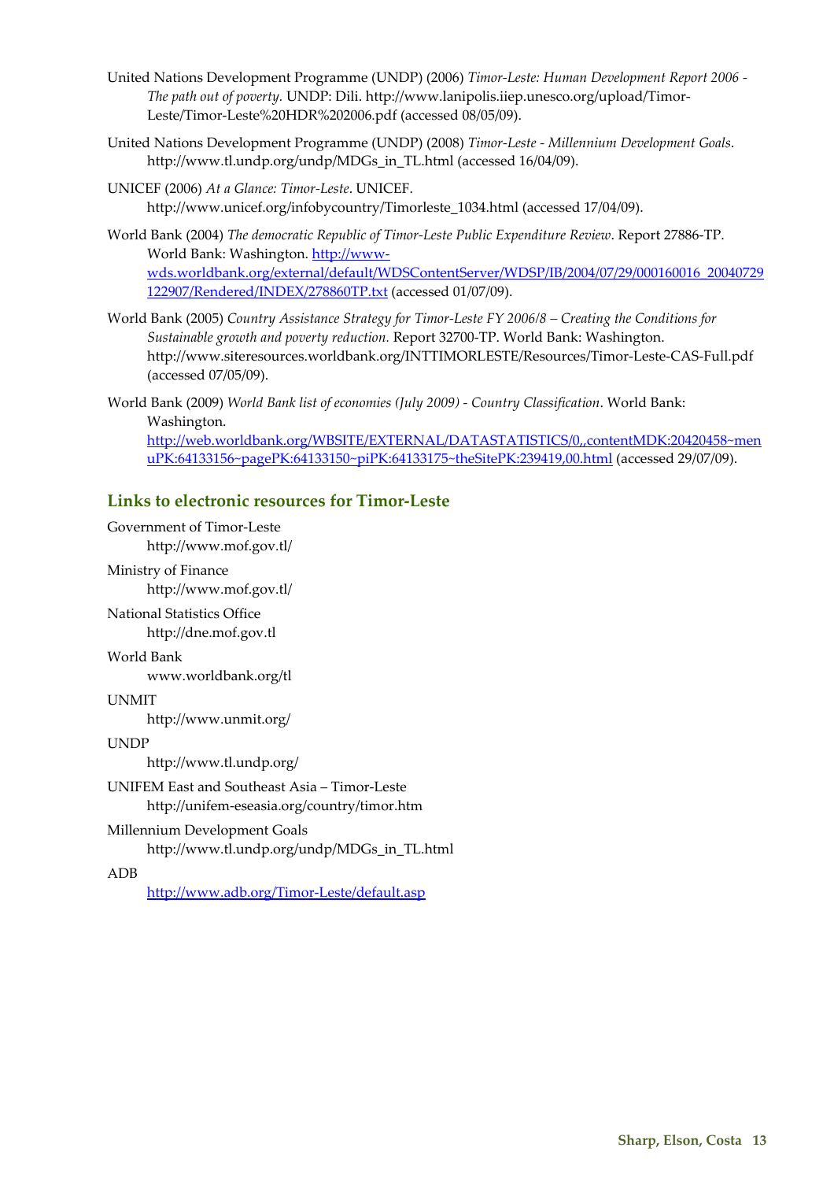United Nations Development Programme (UNDP) (2006) *Timor-Leste: Human Development Report 2006 - The path out of poverty.* UNDP: Dili. http://www.lanipolis.iiep.unesco.org/upload/Timor-Leste/Timor-Leste%20HDR%202006.pdf (accessed 08/05/09).

United Nations Development Programme (UNDP) (2008) *Timor-Leste - Millennium Development Goals*. http://www.tl.undp.org/undp/MDGs_in_TL.html (accessed 16/04/09).

UNICEF (2006) *At a Glance: Timor-Leste*. UNICEF. http://www.unicef.org/infobycountry/Timorleste_1034.html (accessed 17/04/09).

World Bank (2004) *The democratic Republic of Timor-Leste Public Expenditure Review*. Report 27886-TP. World Bank: Washington. http://www-wds.worldbank.org/external/default/WDSContentServer/WDSP/IB/2004/07/29/000160016_20040729122907/Rendered/INDEX/278860TP.txt (accessed 01/07/09).

World Bank (2005) *Country Assistance Strategy for Timor-Leste FY 2006/8 – Creating the Conditions for Sustainable growth and poverty reduction.* Report 32700-TP. World Bank: Washington. http://www.siteresources.worldbank.org/INTTIMORLESTE/Resources/Timor-Leste-CAS-Full.pdf (accessed 07/05/09).

World Bank (2009) *World Bank list of economies (July 2009) - Country Classification*. World Bank: Washington. http://web.worldbank.org/WBSITE/EXTERNAL/DATASTATISTICS/0,,contentMDK:20420458~menuPK:64133156~pagePK:64133150~piPK:64133175~theSitePK:239419,00.html (accessed 29/07/09).

## Links to electronic resources for Timor-Leste

Government of Timor-Leste
http://www.mof.gov.tl/

Ministry of Finance
http://www.mof.gov.tl/

National Statistics Office
http://dne.mof.gov.tl

World Bank
www.worldbank.org/tl

UNMIT
http://www.unmit.org/

UNDP
http://www.tl.undp.org/

UNIFEM East and Southeast Asia – Timor-Leste
http://unifem-eseasia.org/country/timor.htm

Millennium Development Goals
http://www.tl.undp.org/undp/MDGs_in_TL.html

ADB
http://www.adb.org/Timor-Leste/default.asp